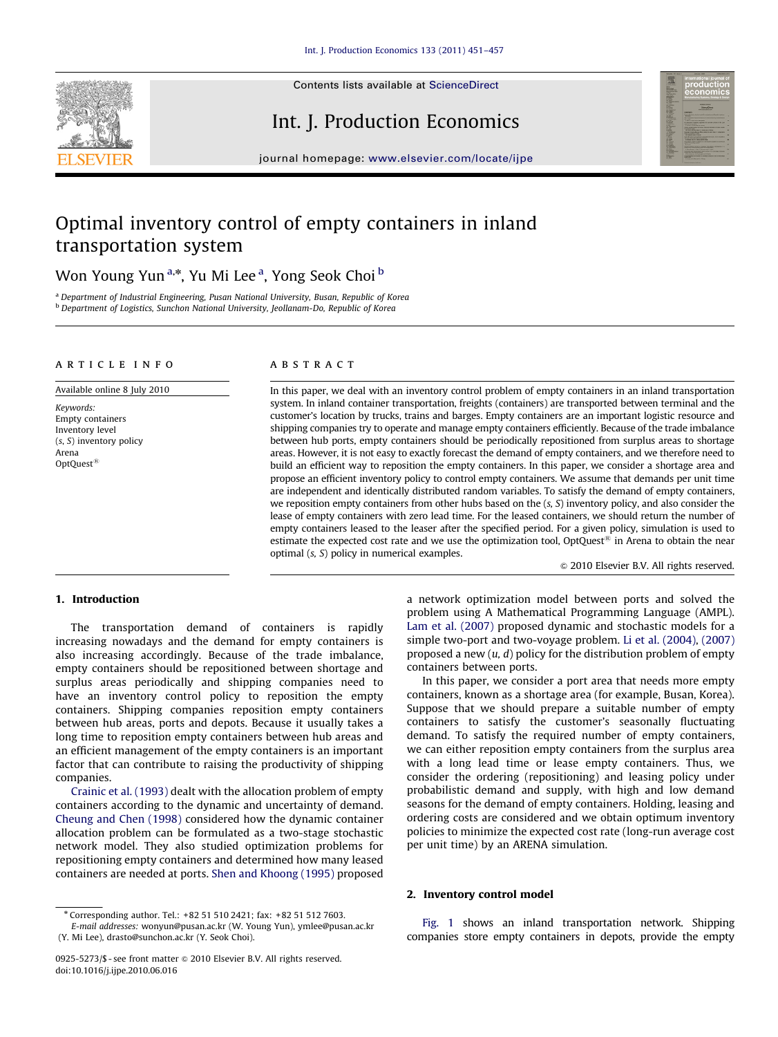# Optimal inventory control of empty containers in inland transportation system

Won Young Yun [a,*], Yu Mi Lee [a], Yong Seok Choi [b]

[a] Department of Industrial Engineering, Pusan National University, Busan, Republic of Korea

[b] Department of Logistics, Sunchon National University, Jeollanam-Do, Republic of Korea

**ARTICLE INFO**

Available online 8 July 2010

*Keywords:*
Empty containers
Inventory level
(*s*, *S*) inventory policy
Arena
OptQuest®

**ABSTRACT**

In this paper, we deal with an inventory control problem of empty containers in an inland transportation system. In inland container transportation, freights (containers) are transported between terminal and the customer's location by trucks, trains and barges. Empty containers are an important logistic resource and shipping companies try to operate and manage empty containers efficiently. Because of the trade imbalance between hub ports, empty containers should be periodically repositioned from surplus areas to shortage areas. However, it is not easy to exactly forecast the demand of empty containers, and we therefore need to build an efficient way to reposition the empty containers. In this paper, we consider a shortage area and propose an efficient inventory policy to control empty containers. We assume that demands per unit time are independent and identically distributed random variables. To satisfy the demand of empty containers, we reposition empty containers from other hubs based on the (*s*, *S*) inventory policy, and also consider the lease of empty containers with zero lead time. For the leased containers, we should return the number of empty containers leased to the leaser after the specified period. For a given policy, simulation is used to estimate the expected cost rate and we use the optimization tool, OptQuest® in Arena to obtain the near optimal (*s*, *S*) policy in numerical examples.

© 2010 Elsevier B.V. All rights reserved.

## 1. Introduction

The transportation demand of containers is rapidly increasing nowadays and the demand for empty containers is also increasing accordingly. Because of the trade imbalance, empty containers should be repositioned between shortage and surplus areas periodically and shipping companies need to have an inventory control policy to reposition the empty containers. Shipping companies reposition empty containers between hub areas, ports and depots. Because it usually takes a long time to reposition empty containers between hub areas and an efficient management of the empty containers is an important factor that can contribute to raising the productivity of shipping companies.

Crainic et al. (1993) dealt with the allocation problem of empty containers according to the dynamic and uncertainty of demand. Cheung and Chen (1998) considered how the dynamic container allocation problem can be formulated as a two-stage stochastic network model. They also studied optimization problems for repositioning empty containers and determined how many leased containers are needed at ports. Shen and Khoong (1995) proposed a network optimization model between ports and solved the problem using A Mathematical Programming Language (AMPL). Lam et al. (2007) proposed dynamic and stochastic models for a simple two-port and two-voyage problem. Li et al. (2004), (2007) proposed a new (*u*, *d*) policy for the distribution problem of empty containers between ports.

In this paper, we consider a port area that needs more empty containers, known as a shortage area (for example, Busan, Korea). Suppose that we should prepare a suitable number of empty containers to satisfy the customer's seasonally fluctuating demand. To satisfy the required number of empty containers, we can either reposition empty containers from the surplus area with a long lead time or lease empty containers. Thus, we consider the ordering (repositioning) and leasing policy under probabilistic demand and supply, with high and low demand seasons for the demand of empty containers. Holding, leasing and ordering costs are considered and we obtain optimum inventory policies to minimize the expected cost rate (long-run average cost per unit time) by an ARENA simulation.

## 2. Inventory control model

Fig. 1 shows an inland transportation network. Shipping companies store empty containers in depots, provide the empty

* Corresponding author. Tel.: +82 51 510 2421; fax: +82 51 512 7603.
E-mail addresses: wonyun@pusan.ac.kr (W. Young Yun), ymlee@pusan.ac.kr (Y. Mi Lee), drasto@sunchon.ac.kr (Y. Seok Choi).

0925-5273/$ - see front matter © 2010 Elsevier B.V. All rights reserved.
doi:10.1016/j.ijpe.2010.06.016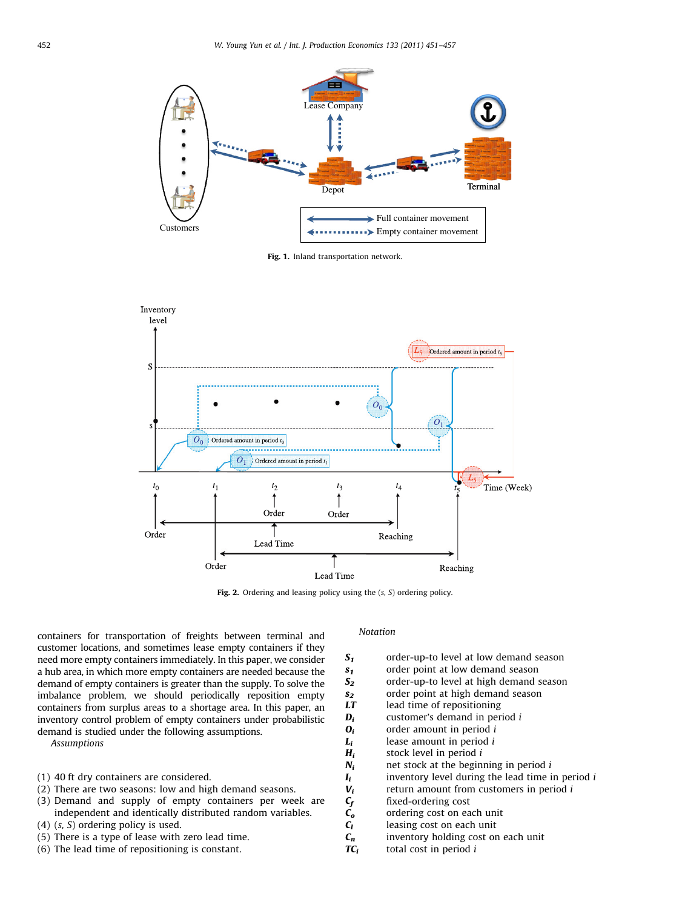**Fig. 1.** Inland transportation network.

**Fig. 2.** Ordering and leasing policy using the (*s*, *S*) ordering policy.

containers for transportation of freights between terminal and customer locations, and sometimes lease empty containers if they need more empty containers immediately. In this paper, we consider a hub area, in which more empty containers are needed because the demand of empty containers is greater than the supply. To solve the imbalance problem, we should periodically reposition empty containers from surplus areas to a shortage area. In this paper, an inventory control problem of empty containers under probabilistic demand is studied under the following assumptions.

*Assumptions*

(1) 40 ft dry containers are considered.
(2) There are two seasons: low and high demand seasons.
(3) Demand and supply of empty containers per week are independent and identically distributed random variables.
(4) (*s*, *S*) ordering policy is used.
(5) There is a type of lease with zero lead time.
(6) The lead time of repositioning is constant.

*Notation*

| | |
|---|---|
| $S_1$ | order-up-to level at low demand season |
| $s_1$ | order point at low demand season |
| $S_2$ | order-up-to level at high demand season |
| $s_2$ | order point at high demand season |
| $LT$ | lead time of repositioning |
| $D_i$ | customer's demand in period $i$ |
| $O_i$ | order amount in period $i$ |
| $L_i$ | lease amount in period $i$ |
| $H_i$ | stock level in period $i$ |
| $N_i$ | net stock at the beginning in period $i$ |
| $I_i$ | inventory level during the lead time in period $i$ |
| $V_i$ | return amount from customers in period $i$ |
| $C_f$ | fixed-ordering cost |
| $C_o$ | ordering cost on each unit |
| $C_l$ | leasing cost on each unit |
| $C_n$ | inventory holding cost on each unit |
| $TC_i$ | total cost in period $i$ |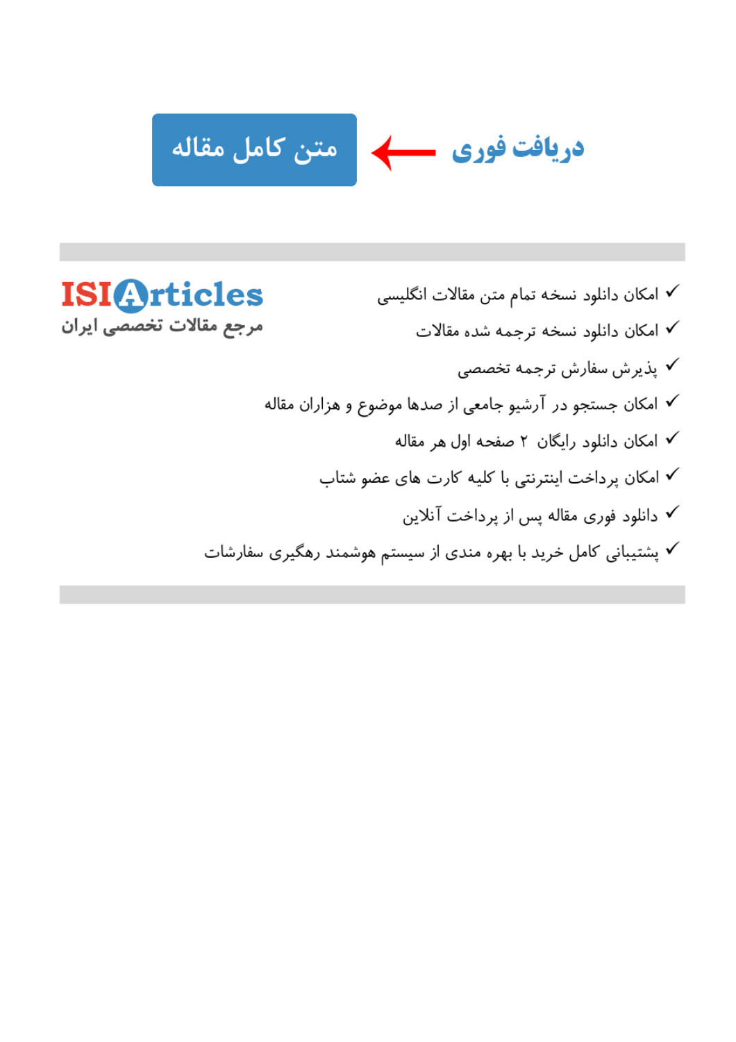دریافت فوری ← متن کامل مقاله

**ISIArticles**
مرجع مقالات تخصصی ایران

- ✓ امکان دانلود نسخه تمام متن مقالات انگلیسی
- ✓ امکان دانلود نسخه ترجمه شده مقالات
- ✓ پذیرش سفارش ترجمه تخصصی
- ✓ امکان جستجو در آرشیو جامعی از صدها موضوع و هزاران مقاله
- ✓ امکان دانلود رایگان ۲ صفحه اول هر مقاله
- ✓ امکان پرداخت اینترنتی با کلیه کارت های عضو شتاب
- ✓ دانلود فوری مقاله پس از پرداخت آنلاین
- ✓ پشتیبانی کامل خرید با بهره مندی از سیستم هوشمند رهگیری سفارشات